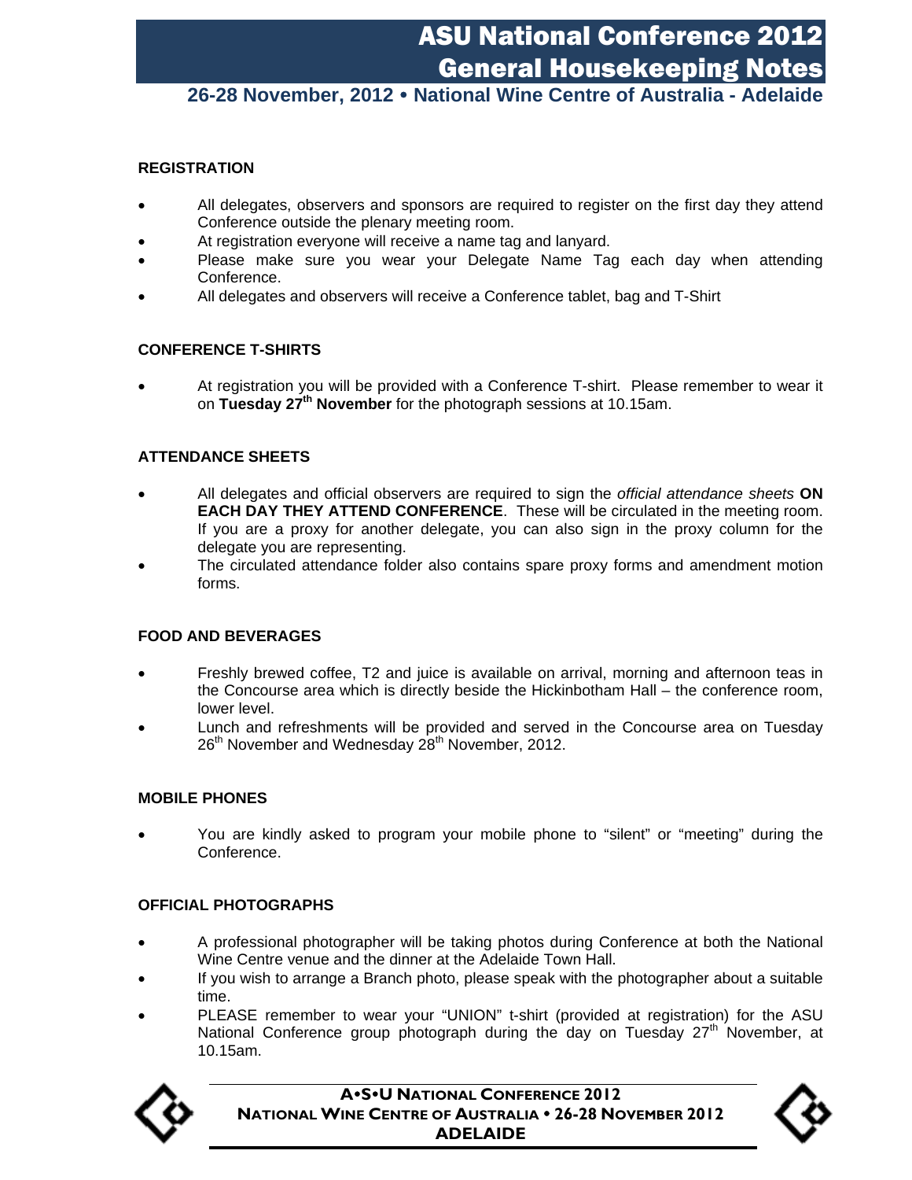# ASU National Conference 2012
# General Housekeeping Notes

**26-28 November, 2012 • National Wine Centre of Australia - Adelaide**

## REGISTRATION

- All delegates, observers and sponsors are required to register on the first day they attend Conference outside the plenary meeting room.
- At registration everyone will receive a name tag and lanyard.
- Please make sure you wear your Delegate Name Tag each day when attending Conference.
- All delegates and observers will receive a Conference tablet, bag and T-Shirt

## CONFERENCE T-SHIRTS

- At registration you will be provided with a Conference T-shirt. Please remember to wear it on **Tuesday 27th November** for the photograph sessions at 10.15am.

## ATTENDANCE SHEETS

- All delegates and official observers are required to sign the *official attendance sheets* **ON EACH DAY THEY ATTEND CONFERENCE**. These will be circulated in the meeting room. If you are a proxy for another delegate, you can also sign in the proxy column for the delegate you are representing.
- The circulated attendance folder also contains spare proxy forms and amendment motion forms.

## FOOD AND BEVERAGES

- Freshly brewed coffee, T2 and juice is available on arrival, morning and afternoon teas in the Concourse area which is directly beside the Hickinbotham Hall – the conference room, lower level.
- Lunch and refreshments will be provided and served in the Concourse area on Tuesday 26th November and Wednesday 28th November, 2012.

## MOBILE PHONES

- You are kindly asked to program your mobile phone to "silent" or "meeting" during the Conference.

## OFFICIAL PHOTOGRAPHS

- A professional photographer will be taking photos during Conference at both the National Wine Centre venue and the dinner at the Adelaide Town Hall.
- If you wish to arrange a Branch photo, please speak with the photographer about a suitable time.
- PLEASE remember to wear your "UNION" t-shirt (provided at registration) for the ASU National Conference group photograph during the day on Tuesday 27th November, at 10.15am.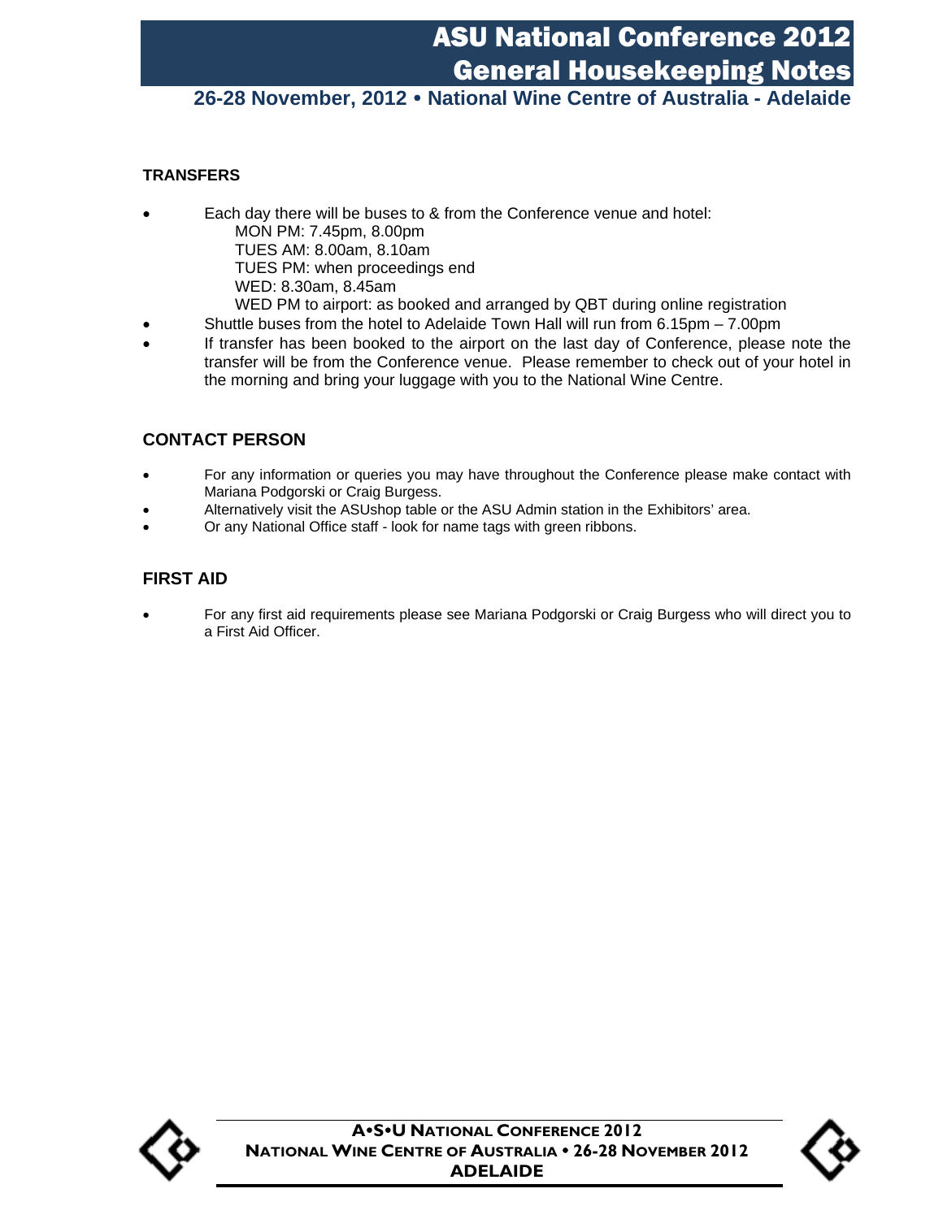# ASU National Conference 2012
# General Housekeeping Notes

**26-28 November, 2012 • National Wine Centre of Australia - Adelaide**

### TRANSFERS

- Each day there will be buses to & from the Conference venue and hotel:
  - MON PM: 7.45pm, 8.00pm
  - TUES AM: 8.00am, 8.10am
  - TUES PM: when proceedings end
  - WED: 8.30am, 8.45am
  - WED PM to airport: as booked and arranged by QBT during online registration
- Shuttle buses from the hotel to Adelaide Town Hall will run from 6.15pm – 7.00pm
- If transfer has been booked to the airport on the last day of Conference, please note the transfer will be from the Conference venue. Please remember to check out of your hotel in the morning and bring your luggage with you to the National Wine Centre.

### CONTACT PERSON

- For any information or queries you may have throughout the Conference please make contact with Mariana Podgorski or Craig Burgess.
- Alternatively visit the ASUshop table or the ASU Admin station in the Exhibitors' area.
- Or any National Office staff - look for name tags with green ribbons.

### FIRST AID

- For any first aid requirements please see Mariana Podgorski or Craig Burgess who will direct you to a First Aid Officer.